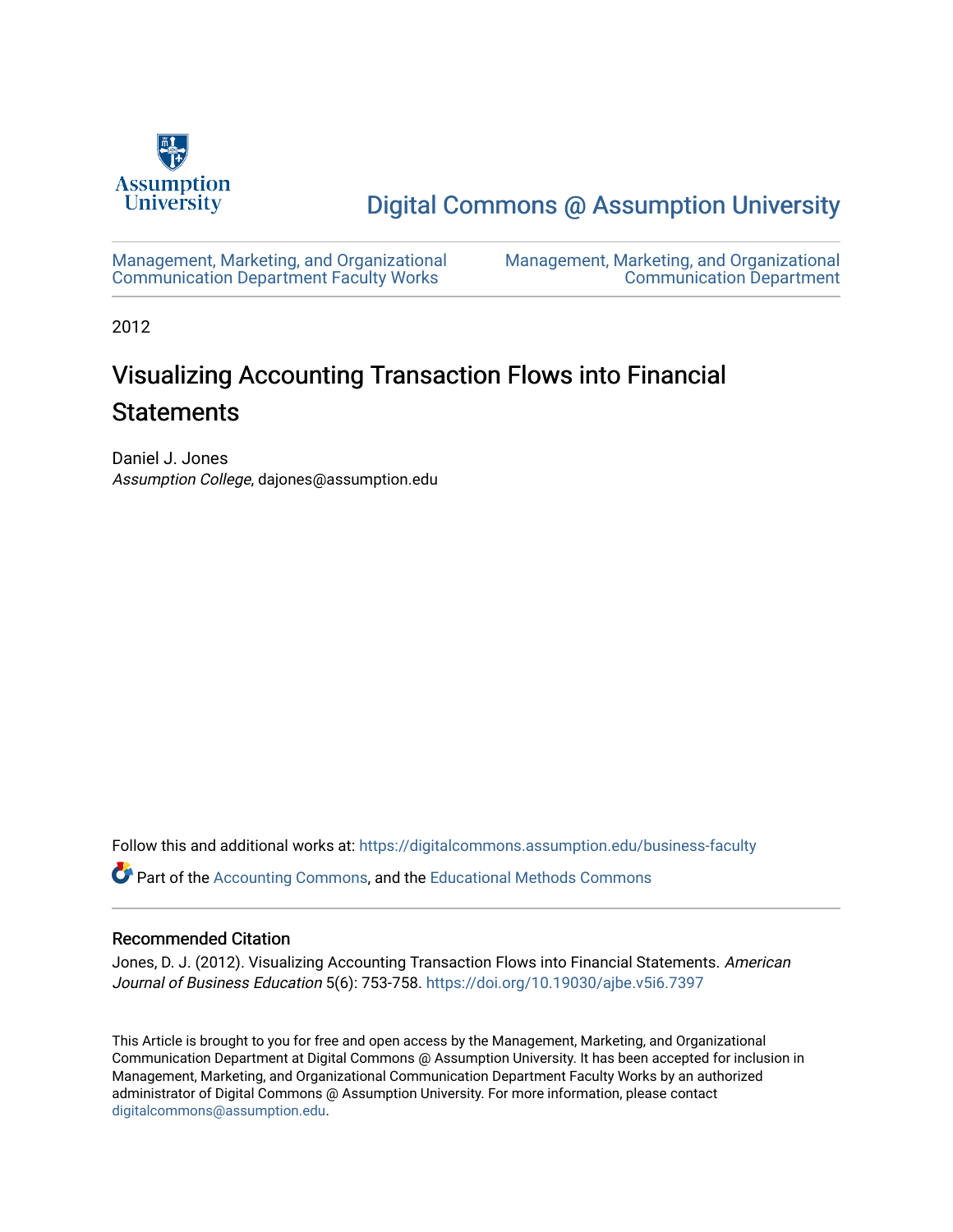Assumption University

Digital Commons @ Assumption University

Management, Marketing, and Organizational Communication Department Faculty Works

Management, Marketing, and Organizational Communication Department

2012

# Visualizing Accounting Transaction Flows into Financial Statements

Daniel J. Jones
*Assumption College*, dajones@assumption.edu

Follow this and additional works at: https://digitalcommons.assumption.edu/business-faculty

Part of the Accounting Commons, and the Educational Methods Commons

## Recommended Citation

Jones, D. J. (2012). Visualizing Accounting Transaction Flows into Financial Statements. *American Journal of Business Education* 5(6): 753-758. https://doi.org/10.19030/ajbe.v5i6.7397

This Article is brought to you for free and open access by the Management, Marketing, and Organizational Communication Department at Digital Commons @ Assumption University. It has been accepted for inclusion in Management, Marketing, and Organizational Communication Department Faculty Works by an authorized administrator of Digital Commons @ Assumption University. For more information, please contact digitalcommons@assumption.edu.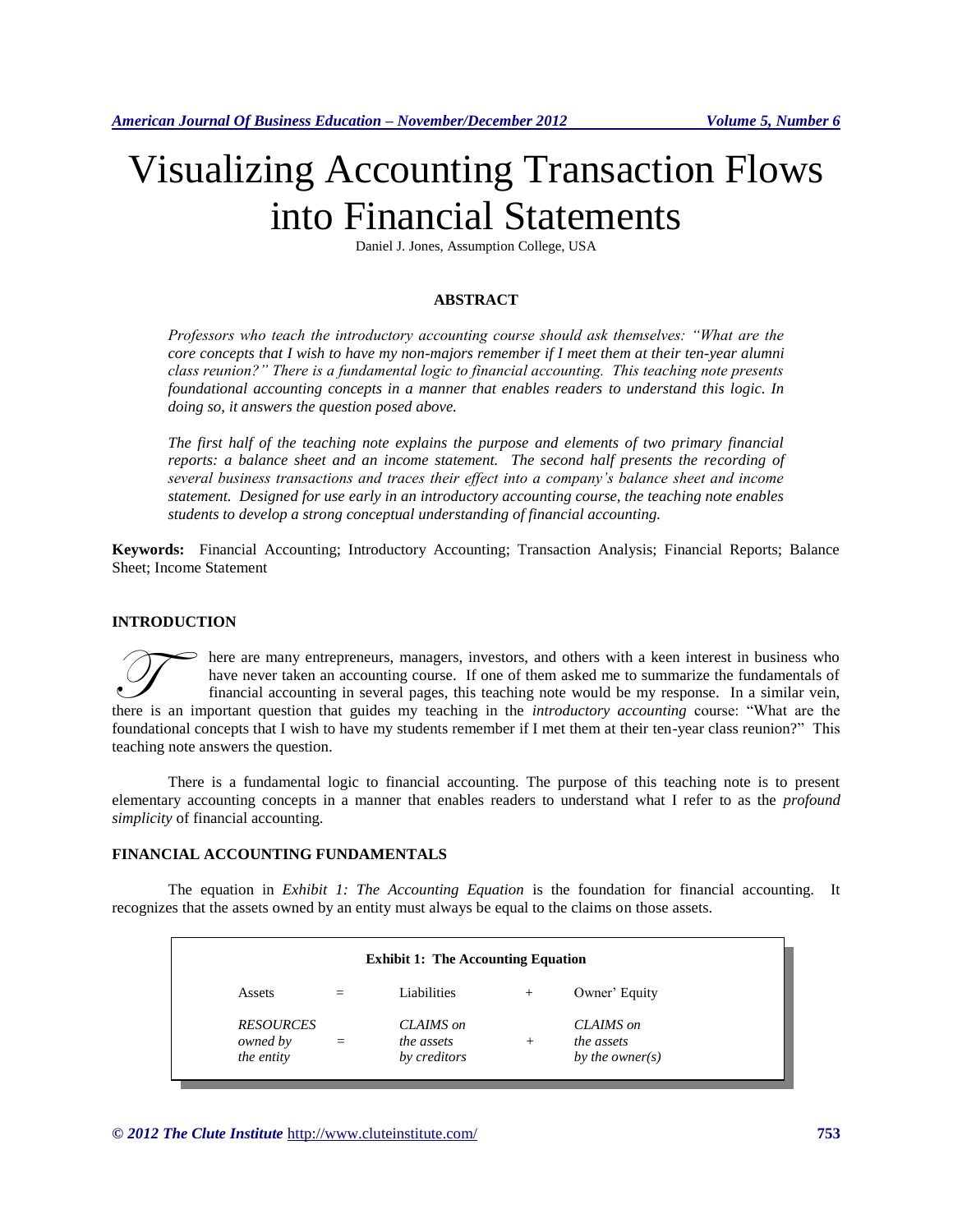# Visualizing Accounting Transaction Flows into Financial Statements

Daniel J. Jones, Assumption College, USA

## ABSTRACT

*Professors who teach the introductory accounting course should ask themselves: "What are the core concepts that I wish to have my non-majors remember if I meet them at their ten-year alumni class reunion?" There is a fundamental logic to financial accounting. This teaching note presents foundational accounting concepts in a manner that enables readers to understand this logic. In doing so, it answers the question posed above.*

*The first half of the teaching note explains the purpose and elements of two primary financial reports: a balance sheet and an income statement. The second half presents the recording of several business transactions and traces their effect into a company's balance sheet and income statement. Designed for use early in an introductory accounting course, the teaching note enables students to develop a strong conceptual understanding of financial accounting.*

**Keywords:** Financial Accounting; Introductory Accounting; Transaction Analysis; Financial Reports; Balance Sheet; Income Statement

## INTRODUCTION

There are many entrepreneurs, managers, investors, and others with a keen interest in business who have never taken an accounting course. If one of them asked me to summarize the fundamentals of financial accounting in several pages, this teaching note would be my response. In a similar vein, there is an important question that guides my teaching in the *introductory accounting* course: "What are the foundational concepts that I wish to have my students remember if I met them at their ten-year class reunion?" This teaching note answers the question.

There is a fundamental logic to financial accounting. The purpose of this teaching note is to present elementary accounting concepts in a manner that enables readers to understand what I refer to as the *profound simplicity* of financial accounting.

## FINANCIAL ACCOUNTING FUNDAMENTALS

The equation in *Exhibit 1: The Accounting Equation* is the foundation for financial accounting. It recognizes that the assets owned by an entity must always be equal to the claims on those assets.

**Exhibit 1: The Accounting Equation**

| Assets | = | Liabilities | + | Owner' Equity |
|---|---|---|---|---|
| *RESOURCES owned by the entity* | = | *CLAIMS on the assets by creditors* | + | *CLAIMS on the assets by the owner(s)* |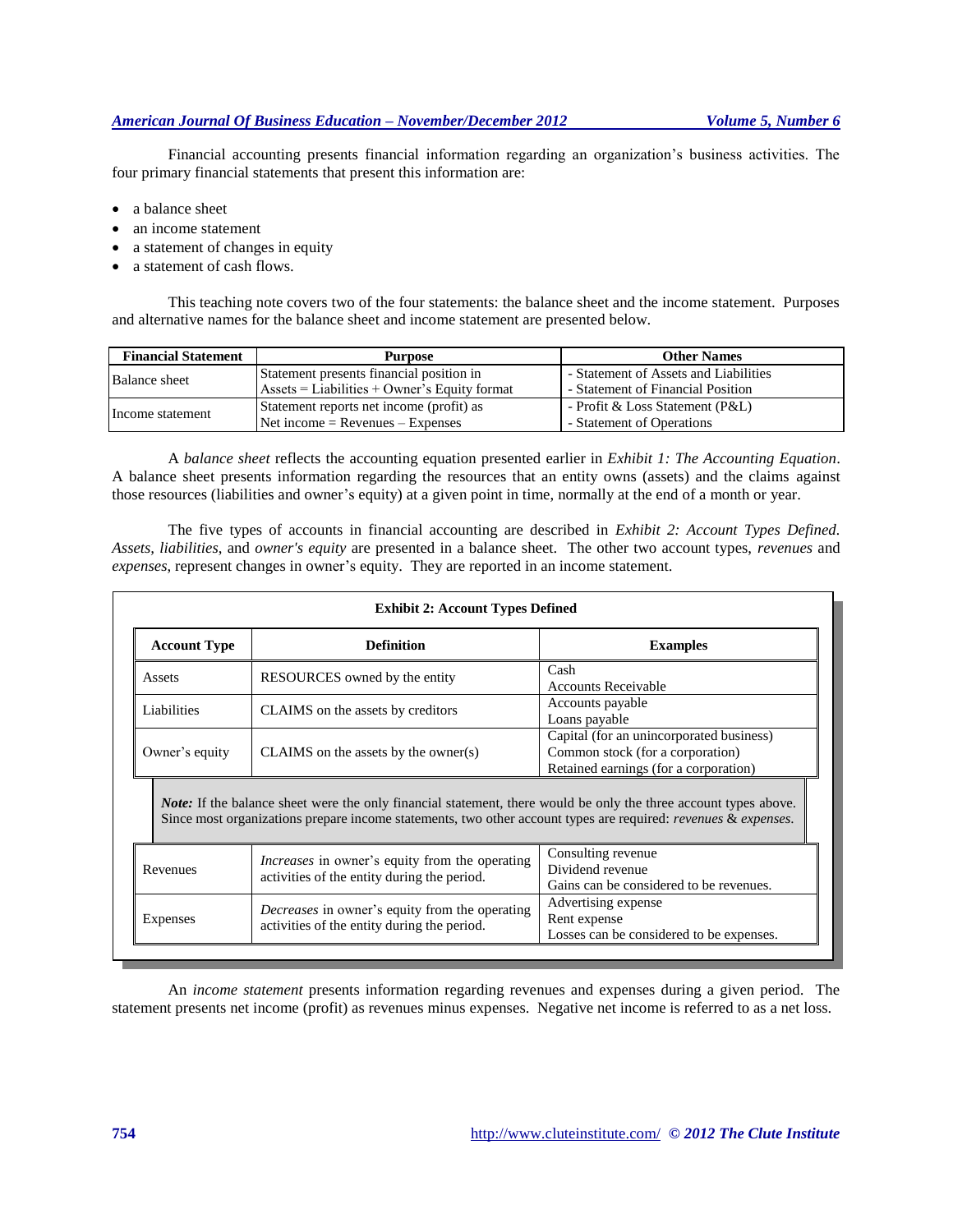Financial accounting presents financial information regarding an organization's business activities. The four primary financial statements that present this information are:

- a balance sheet
- an income statement
- a statement of changes in equity
- a statement of cash flows.

This teaching note covers two of the four statements: the balance sheet and the income statement. Purposes and alternative names for the balance sheet and income statement are presented below.

| Financial Statement | Purpose | Other Names |
|---|---|---|
| Balance sheet | Statement presents financial position in Assets = Liabilities + Owner's Equity format | - Statement of Assets and Liabilities<br>- Statement of Financial Position |
| Income statement | Statement reports net income (profit) as Net income = Revenues – Expenses | - Profit & Loss Statement (P&L)<br>- Statement of Operations |

A *balance sheet* reflects the accounting equation presented earlier in *Exhibit 1: The Accounting Equation*. A balance sheet presents information regarding the resources that an entity owns (assets) and the claims against those resources (liabilities and owner's equity) at a given point in time, normally at the end of a month or year.

The five types of accounts in financial accounting are described in *Exhibit 2: Account Types Defined*. *Assets*, *liabilities*, and *owner's equity* are presented in a balance sheet. The other two account types, *revenues* and *expenses*, represent changes in owner's equity. They are reported in an income statement.

**Exhibit 2: Account Types Defined**

| Account Type | Definition | Examples |
|---|---|---|
| Assets | RESOURCES owned by the entity | Cash<br>Accounts Receivable |
| Liabilities | CLAIMS on the assets by creditors | Accounts payable<br>Loans payable |
| Owner's equity | CLAIMS on the assets by the owner(s) | Capital (for an unincorporated business)<br>Common stock (for a corporation)<br>Retained earnings (for a corporation) |

***Note:*** If the balance sheet were the only financial statement, there would be only the three account types above. Since most organizations prepare income statements, two other account types are required: *revenues* & *expenses*.

| Account Type | Definition | Examples |
|---|---|---|
| Revenues | *Increases* in owner's equity from the operating activities of the entity during the period. | Consulting revenue<br>Dividend revenue<br>Gains can be considered to be revenues. |
| Expenses | *Decreases* in owner's equity from the operating activities of the entity during the period. | Advertising expense<br>Rent expense<br>Losses can be considered to be expenses. |

An *income statement* presents information regarding revenues and expenses during a given period. The statement presents net income (profit) as revenues minus expenses. Negative net income is referred to as a net loss.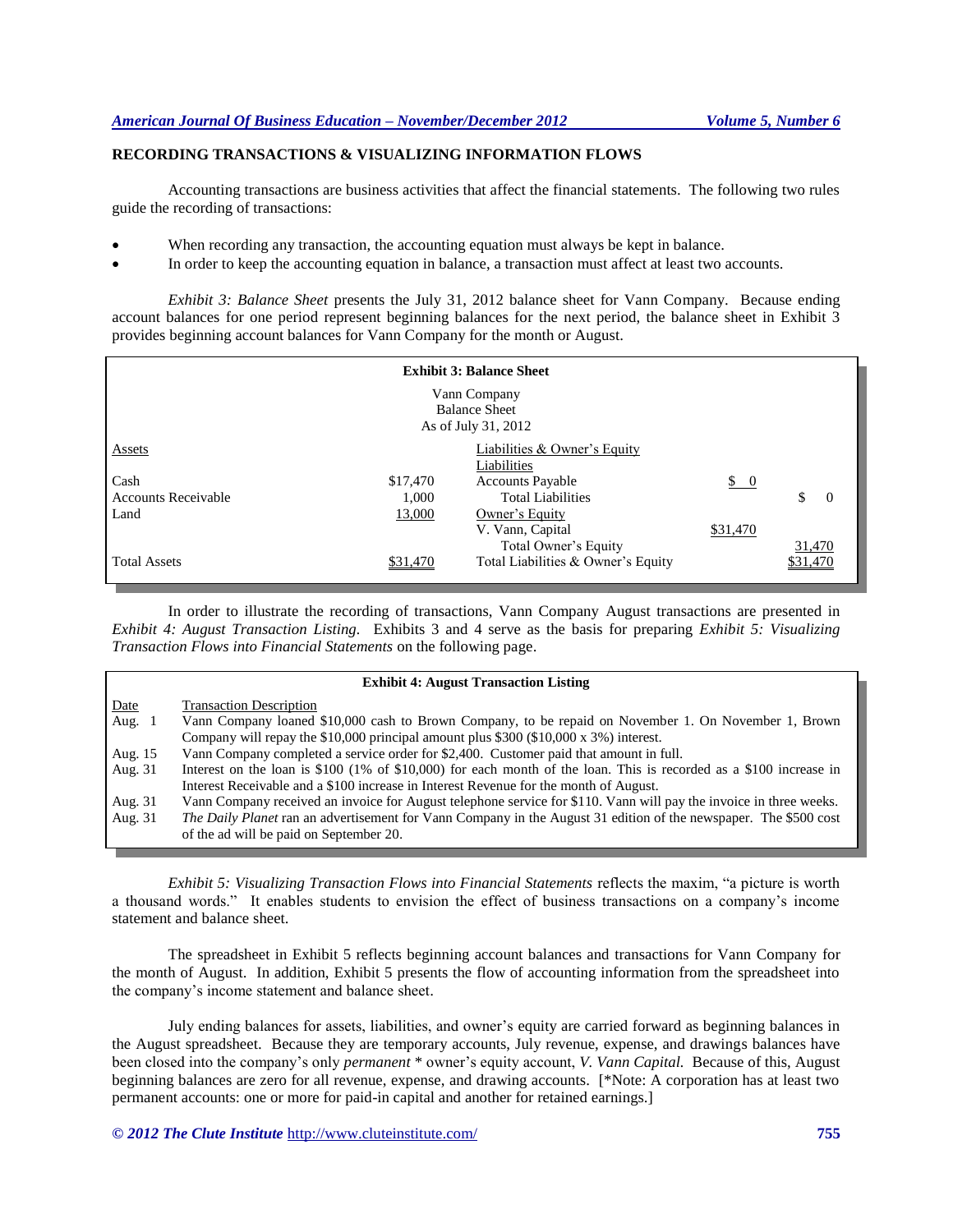## RECORDING TRANSACTIONS & VISUALIZING INFORMATION FLOWS

Accounting transactions are business activities that affect the financial statements. The following two rules guide the recording of transactions:

- When recording any transaction, the accounting equation must always be kept in balance.
- In order to keep the accounting equation in balance, a transaction must affect at least two accounts.

*Exhibit 3: Balance Sheet* presents the July 31, 2012 balance sheet for Vann Company. Because ending account balances for one period represent beginning balances for the next period, the balance sheet in Exhibit 3 provides beginning account balances for Vann Company for the month or August.

**Exhibit 3: Balance Sheet**

Vann Company
Balance Sheet
As of July 31, 2012

| Assets | | Liabilities & Owner's Equity | | |
|---|---|---|---|---|
| | | Liabilities | | |
| Cash | $17,470 | Accounts Payable | $ 0 | |
| Accounts Receivable | 1,000 | Total Liabilities | | $ 0 |
| Land | 13,000 | Owner's Equity | | |
| | | V. Vann, Capital | $31,470 | |
| | | Total Owner's Equity | | 31,470 |
| Total Assets | $31,470 | Total Liabilities & Owner's Equity | | $31,470 |

In order to illustrate the recording of transactions, Vann Company August transactions are presented in *Exhibit 4: August Transaction Listing*. Exhibits 3 and 4 serve as the basis for preparing *Exhibit 5: Visualizing Transaction Flows into Financial Statements* on the following page.

**Exhibit 4: August Transaction Listing**

| Date | Transaction Description |
|---|---|
| Aug. 1 | Vann Company loaned $10,000 cash to Brown Company, to be repaid on November 1. On November 1, Brown Company will repay the $10,000 principal amount plus $300 ($10,000 x 3%) interest. |
| Aug. 15 | Vann Company completed a service order for $2,400. Customer paid that amount in full. |
| Aug. 31 | Interest on the loan is $100 (1% of $10,000) for each month of the loan. This is recorded as a $100 increase in Interest Receivable and a $100 increase in Interest Revenue for the month of August. |
| Aug. 31 | Vann Company received an invoice for August telephone service for $110. Vann will pay the invoice in three weeks. |
| Aug. 31 | *The Daily Planet* ran an advertisement for Vann Company in the August 31 edition of the newspaper. The $500 cost of the ad will be paid on September 20. |

*Exhibit 5: Visualizing Transaction Flows into Financial Statements* reflects the maxim, "a picture is worth a thousand words." It enables students to envision the effect of business transactions on a company's income statement and balance sheet.

The spreadsheet in Exhibit 5 reflects beginning account balances and transactions for Vann Company for the month of August. In addition, Exhibit 5 presents the flow of accounting information from the spreadsheet into the company's income statement and balance sheet.

July ending balances for assets, liabilities, and owner's equity are carried forward as beginning balances in the August spreadsheet. Because they are temporary accounts, July revenue, expense, and drawings balances have been closed into the company's only *permanent* * owner's equity account, *V. Vann Capital.* Because of this, August beginning balances are zero for all revenue, expense, and drawing accounts. [*Note: A corporation has at least two permanent accounts: one or more for paid-in capital and another for retained earnings.]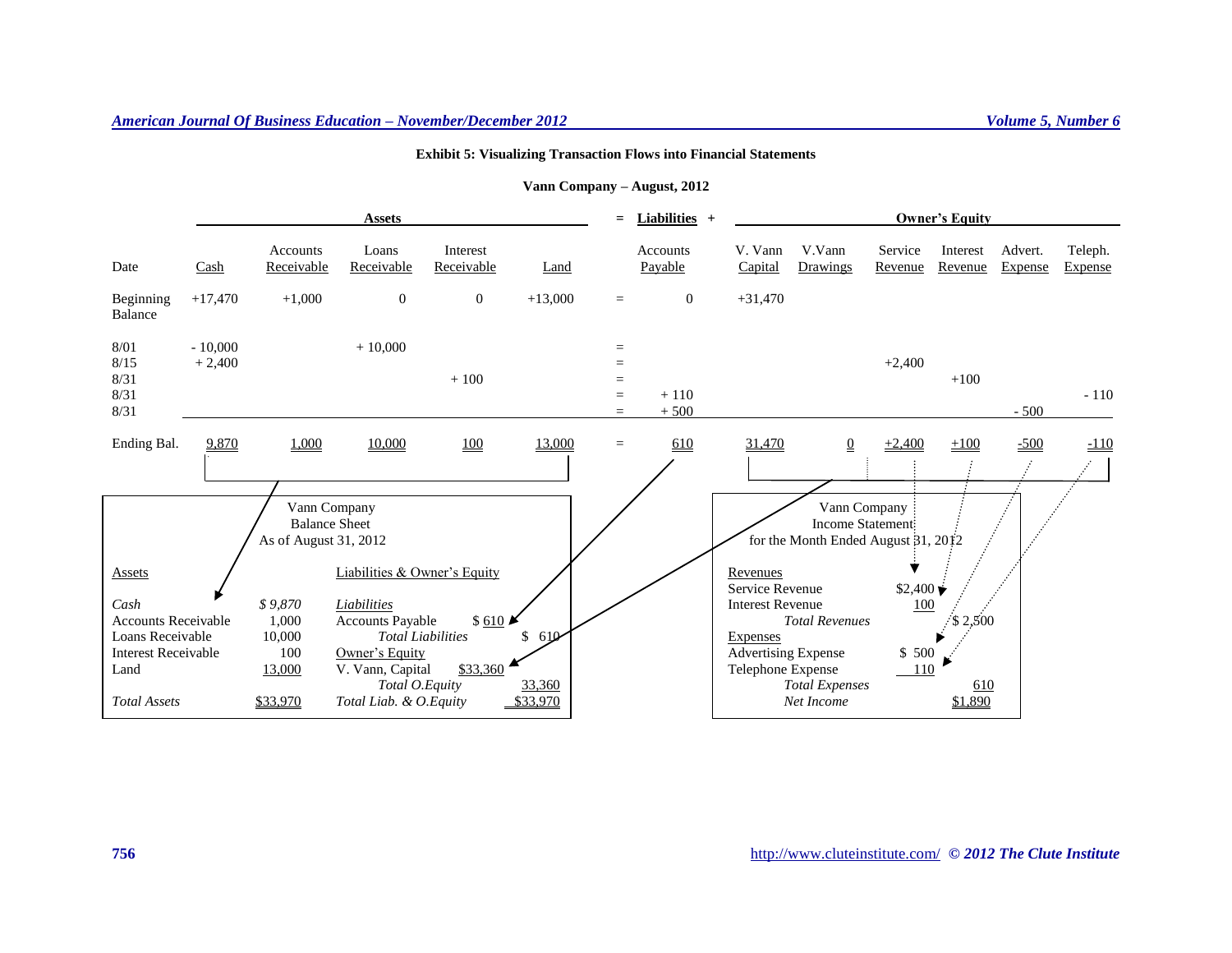**Exhibit 5: Visualizing Transaction Flows into Financial Statements**

**Vann Company – August, 2012**

| | **Assets** | | | | | = | **Liabilities** + | **Owner's Equity** | | | | | |
|---|---|---|---|---|---|---|---|---|---|---|---|---|---|
| Date | Cash | Accounts Receivable | Loans Receivable | Interest Receivable | Land | | Accounts Payable | V. Vann Capital | V.Vann Drawings | Service Revenue | Interest Revenue | Advert. Expense | Teleph. Expense |
| Beginning Balance | +17,470 | +1,000 | 0 | 0 | +13,000 | = | 0 | +31,470 | | | | | |
| 8/01 | - 10,000 | | + 10,000 | | | = | | | | | | | |
| 8/15 | + 2,400 | | | | | = | | | | +2,400 | | | |
| 8/31 | | | | + 100 | | = | | | | | +100 | | |
| 8/31 | | | | | | = | + 110 | | | | | | - 110 |
| 8/31 | | | | | | = | + 500 | | | | | - 500 | |
| Ending Bal. | 9,870 | 1,000 | 10,000 | 100 | 13,000 | = | 610 | 31,470 | 0 | +2,400 | +100 | -500 | -110 |

Vann Company
Balance Sheet
As of August 31, 2012

| Assets | | Liabilities & Owner's Equity | | |
|---|---|---|---|---|
| *Cash* | *$ 9,870* | *Liabilities* | | |
| Accounts Receivable | 1,000 | Accounts Payable | $ 610 | |
| Loans Receivable | 10,000 | *Total Liabilities* | | $ 610 |
| Interest Receivable | 100 | Owner's Equity | | |
| Land | 13,000 | V. Vann, Capital | $33,360 | |
| | | *Total O.Equity* | | 33,360 |
| *Total Assets* | $33,970 | *Total Liab. & O.Equity* | | $33,970 |

Vann Company
Income Statement
for the Month Ended August 31, 2012

| | | |
|---|---|---|
| Revenues | | |
| Service Revenue | $2,400 | |
| Interest Revenue | 100 | |
| *Total Revenues* | | $ 2,500 |
| Expenses | | |
| Advertising Expense | $ 500 | |
| Telephone Expense | 110 | |
| *Total Expenses* | | 610 |
| *Net Income* | | $1,890 |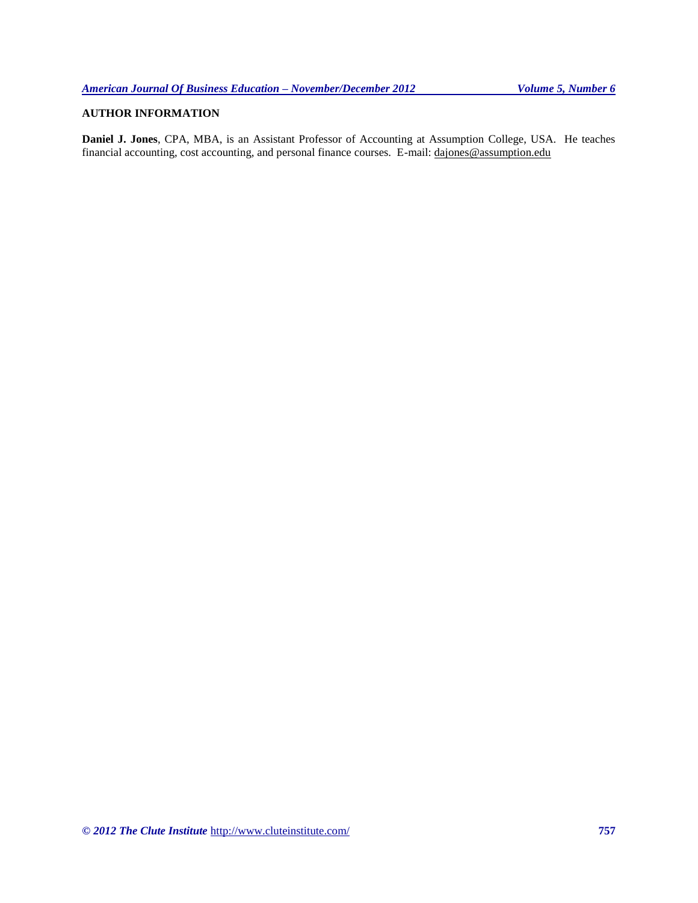## AUTHOR INFORMATION

**Daniel J. Jones**, CPA, MBA, is an Assistant Professor of Accounting at Assumption College, USA. He teaches financial accounting, cost accounting, and personal finance courses. E-mail: dajones@assumption.edu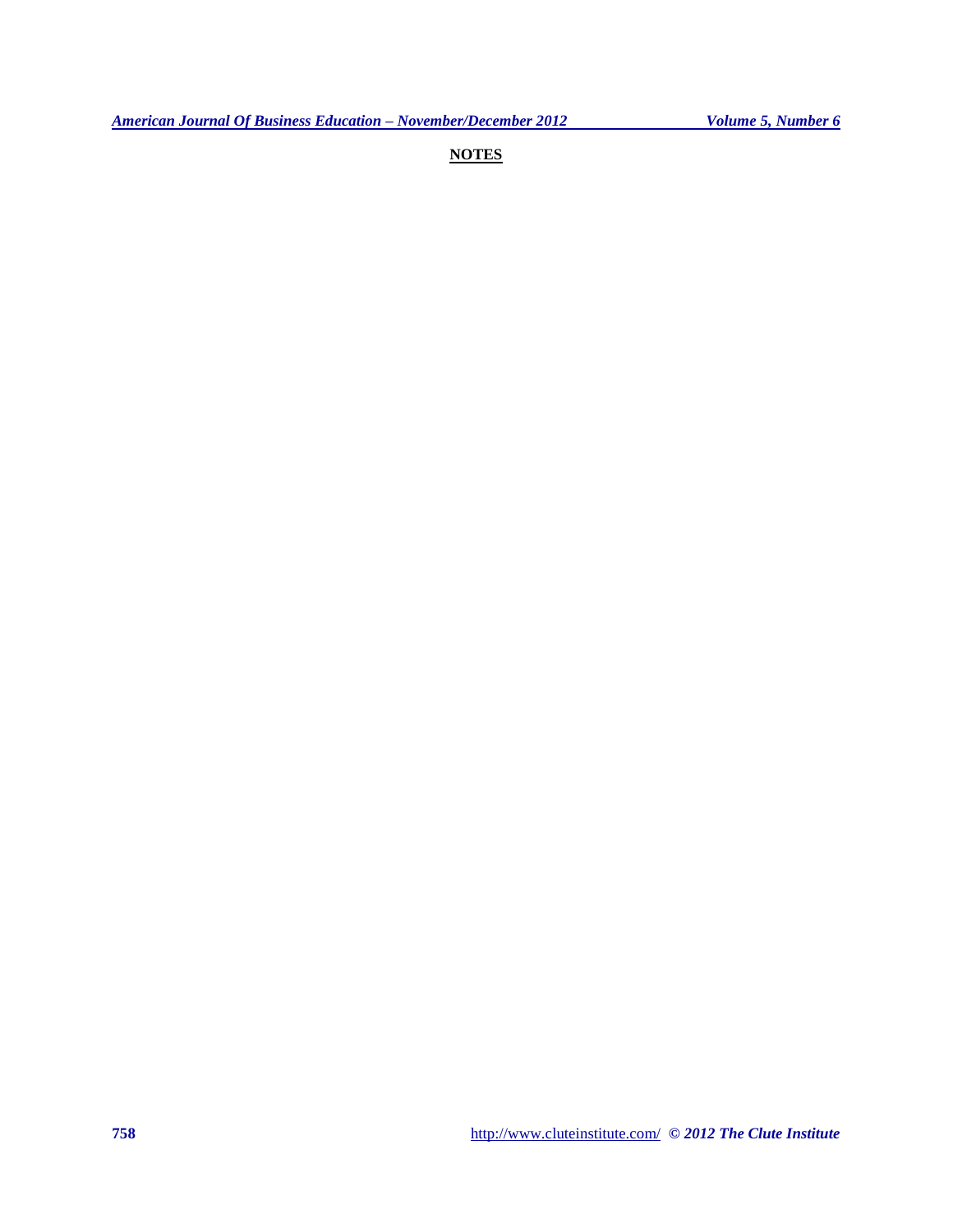**NOTES**